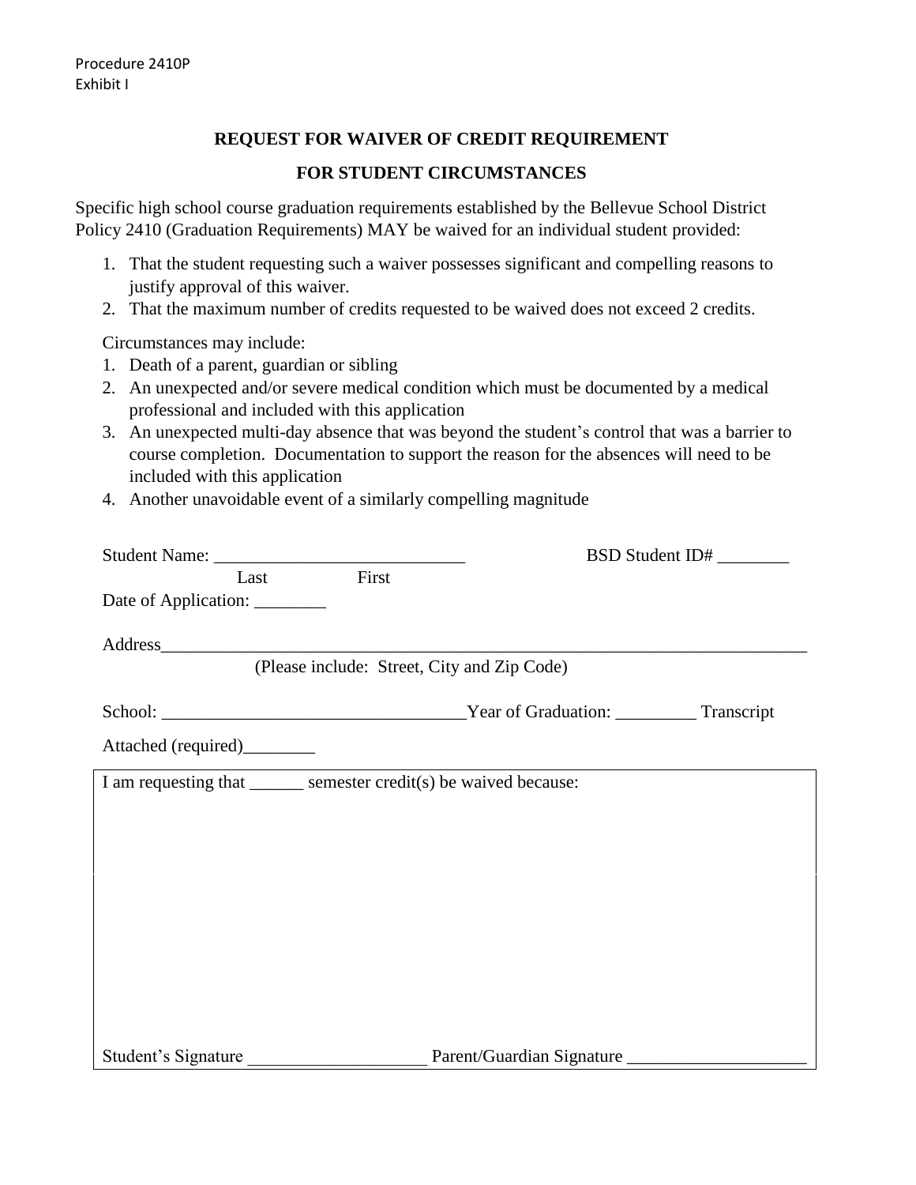Procedure 2410P
Exhibit I

## REQUEST FOR WAIVER OF CREDIT REQUIREMENT

## FOR STUDENT CIRCUMSTANCES

Specific high school course graduation requirements established by the Bellevue School District Policy 2410 (Graduation Requirements) MAY be waived for an individual student provided:

1. That the student requesting such a waiver possesses significant and compelling reasons to justify approval of this waiver.
2. That the maximum number of credits requested to be waived does not exceed 2 credits.

Circumstances may include:

1. Death of a parent, guardian or sibling
2. An unexpected and/or severe medical condition which must be documented by a medical professional and included with this application
3. An unexpected multi-day absence that was beyond the student's control that was a barrier to course completion. Documentation to support the reason for the absences will need to be included with this application
4. Another unavoidable event of a similarly compelling magnitude

Student Name: ____________________________ BSD Student ID# ________
Last First

Date of Application: ________

Address_____________________________________________________________________________
(Please include: Street, City and Zip Code)

School: _________________________________Year of Graduation: _________ Transcript Attached (required)________

I am requesting that ______ semester credit(s) be waived because:

Student's Signature ____________________ Parent/Guardian Signature ____________________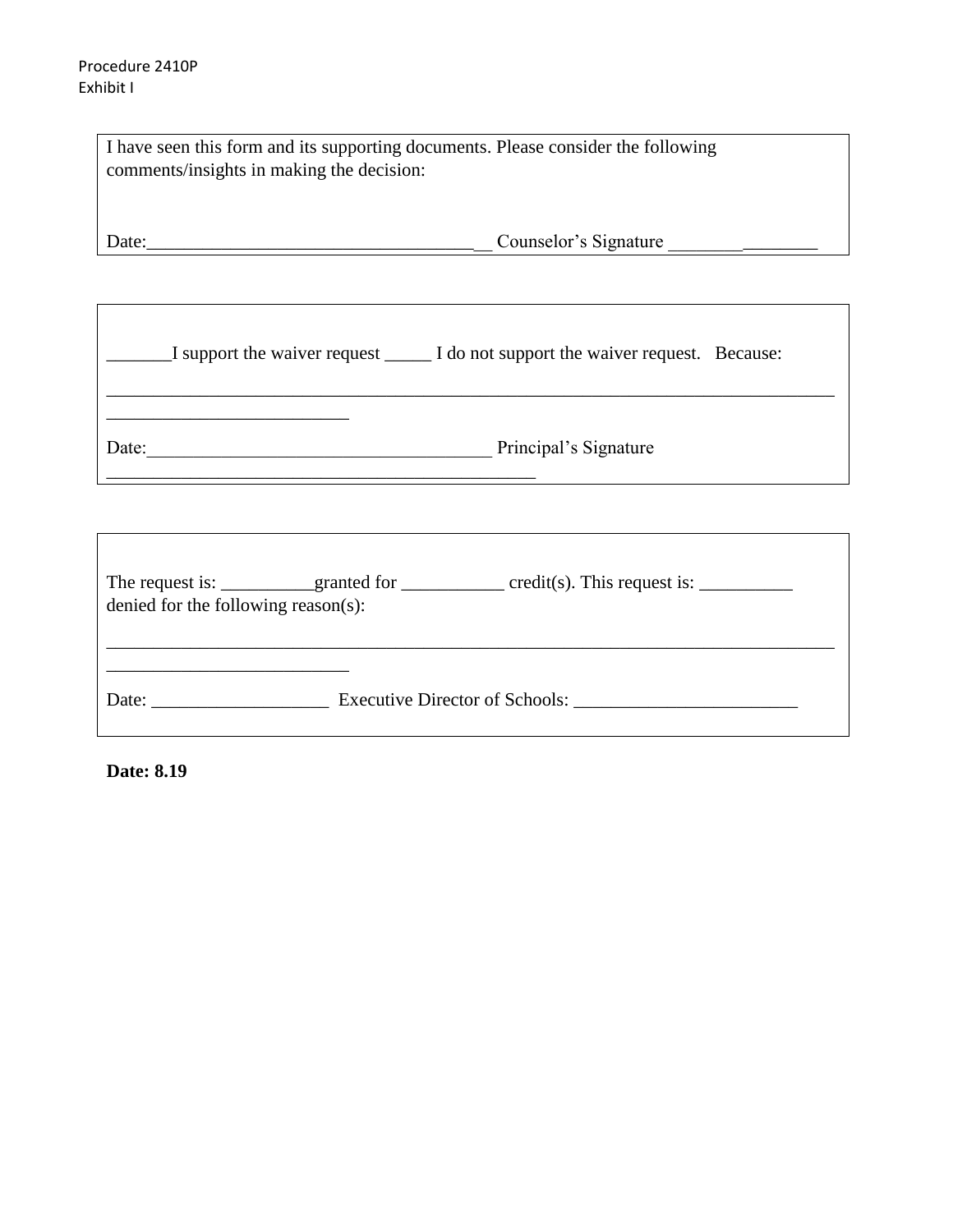Procedure 2410P
Exhibit I

I have seen this form and its supporting documents. Please consider the following comments/insights in making the decision:

Date:___________________________________ Counselor's Signature ________________

_______I support the waiver request _____ I do not support the waiver request.   Because:

______________________________________________________________________________
__________________________

Date:_____________________________________ Principal's Signature
_______________________________________________

The request is: __________granted for ___________ credit(s). This request is: __________ denied for the following reason(s):

______________________________________________________________________________
__________________________

Date: ___________________  Executive Director of Schools: ________________________

**Date: 8.19**